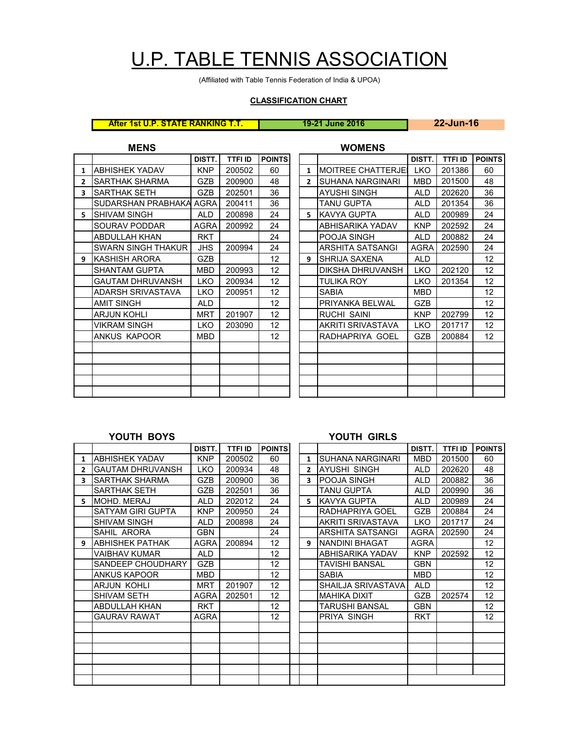# U.P. TABLE TENNIS ASSOCIATION

(Affiliated with Table Tennis Federation of India & UPOA)

**CLASSIFICATION CHART**

| After 1st U.P. STATE RANKING T.T. | 19-21 June 2016 | 22-Jun-16 |
|---|---|---|

## MENS

| | | DISTT. | TTFI ID | POINTS |
|---|---|---|---|---|
| 1 | ABHISHEK YADAV | KNP | 200502 | 60 |
| 2 | SARTHAK SHARMA | GZB | 200900 | 48 |
| 3 | SARTHAK SETH | GZB | 202501 | 36 |
| | SUDARSHAN PRABHAKA | AGRA | 200411 | 36 |
| 5 | SHIVAM SINGH | ALD | 200898 | 24 |
| | SOURAV PODDAR | AGRA | 200992 | 24 |
| | ABDULLAH KHAN | RKT | | 24 |
| | SWARN SINGH THAKUR | JHS | 200994 | 24 |
| 9 | KASHISH ARORA | GZB | | 12 |
| | SHANTAM GUPTA | MBD | 200993 | 12 |
| | GAUTAM DHRUVANSH | LKO | 200934 | 12 |
| | ADARSH SRIVASTAVA | LKO | 200951 | 12 |
| | AMIT SINGH | ALD | | 12 |
| | ARJUN KOHLI | MRT | 201907 | 12 |
| | VIKRAM SINGH | LKO | 203090 | 12 |
| | ANKUS KAPOOR | MBD | | 12 |

## WOMENS

| | | DISTT. | TTFI ID | POINTS |
|---|---|---|---|---|
| 1 | MOITREE CHATTERJEI | LKO | 201386 | 60 |
| 2 | SUHANA NARGINARI | MBD | 201500 | 48 |
| | AYUSHI SINGH | ALD | 202620 | 36 |
| | TANU GUPTA | ALD | 201354 | 36 |
| 5 | KAVYA GUPTA | ALD | 200989 | 24 |
| | ABHISARIKA YADAV | KNP | 202592 | 24 |
| | POOJA SINGH | ALD | 200882 | 24 |
| | ARSHITA SATSANGI | AGRA | 202590 | 24 |
| 9 | SHRIJA SAXENA | ALD | | 12 |
| | DIKSHA DHRUVANSH | LKO | 202120 | 12 |
| | TULIKA ROY | LKO | 201354 | 12 |
| | SABIA | MBD | | 12 |
| | PRIYANKA BELWAL | GZB | | 12 |
| | RUCHI SAINI | KNP | 202799 | 12 |
| | AKRITI SRIVASTAVA | LKO | 201717 | 12 |
| | RADHAPRIYA GOEL | GZB | 200884 | 12 |

## YOUTH BOYS

| | | DISTT. | TTFI ID | POINTS |
|---|---|---|---|---|
| 1 | ABHISHEK YADAV | KNP | 200502 | 60 |
| 2 | GAUTAM DHRUVANSH | LKO | 200934 | 48 |
| 3 | SARTHAK SHARMA | GZB | 200900 | 36 |
| | SARTHAK SETH | GZB | 202501 | 36 |
| 5 | MOHD. MERAJ | ALD | 202012 | 24 |
| | SATYAM GIRI GUPTA | KNP | 200950 | 24 |
| | SHIVAM SINGH | ALD | 200898 | 24 |
| | SAHIL ARORA | GBN | | 24 |
| 9 | ABHISHEK PATHAK | AGRA | 200894 | 12 |
| | VAIBHAV KUMAR | ALD | | 12 |
| | SANDEEP CHOUDHARY | GZB | | 12 |
| | ANKUS KAPOOR | MBD | | 12 |
| | ARJUN KOHLI | MRT | 201907 | 12 |
| | SHIVAM SETH | AGRA | 202501 | 12 |
| | ABDULLAH KHAN | RKT | | 12 |
| | GAURAV RAWAT | AGRA | | 12 |

## YOUTH GIRLS

| | | DISTT. | TTFI ID | POINTS |
|---|---|---|---|---|
| 1 | SUHANA NARGINARI | MBD | 201500 | 60 |
| 2 | AYUSHI SINGH | ALD | 202620 | 48 |
| 3 | POOJA SINGH | ALD | 200882 | 36 |
| | TANU GUPTA | ALD | 200990 | 36 |
| 5 | KAVYA GUPTA | ALD | 200989 | 24 |
| | RADHAPRIYA GOEL | GZB | 200884 | 24 |
| | AKRITI SRIVASTAVA | LKO | 201717 | 24 |
| | ARSHITA SATSANGI | AGRA | 202590 | 24 |
| 9 | NANDINI BHAGAT | AGRA | | 12 |
| | ABHISARIKA YADAV | KNP | 202592 | 12 |
| | TAVISHI BANSAL | GBN | | 12 |
| | SABIA | MBD | | 12 |
| | SHAILJA SRIVASTAVA | ALD | | 12 |
| | MAHIKA DIXIT | GZB | 202574 | 12 |
| | TARUSHI BANSAL | GBN | | 12 |
| | PRIYA SINGH | RKT | | 12 |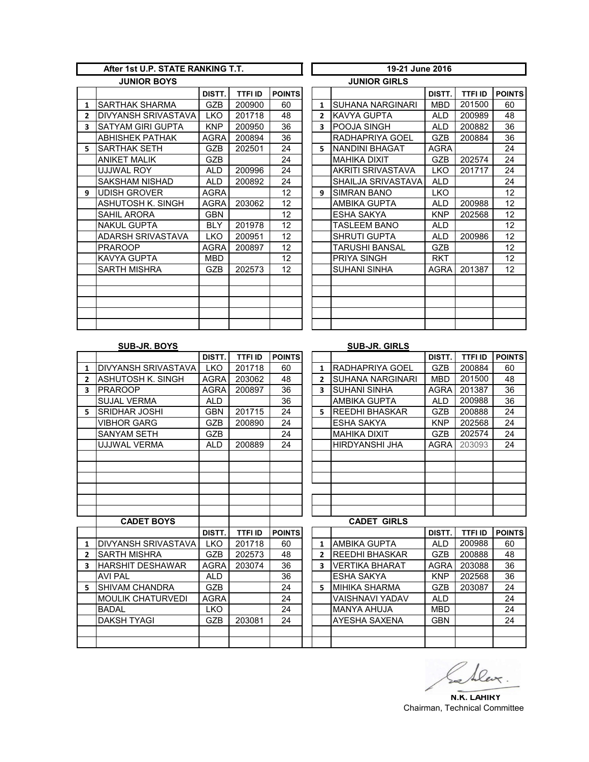**After 1st U.P. STATE RANKING T.T.** — **19-21 June 2016**

### JUNIOR BOYS

| | | DISTT. | TTFI ID | POINTS |
|---|---|---|---|---|
| 1 | SARTHAK SHARMA | GZB | 200900 | 60 |
| 2 | DIVYANSH SRIVASTAVA | LKO | 201718 | 48 |
| 3 | SATYAM GIRI GUPTA | KNP | 200950 | 36 |
| | ABHISHEK PATHAK | AGRA | 200894 | 36 |
| 5 | SARTHAK SETH | GZB | 202501 | 24 |
| | ANIKET MALIK | GZB | | 24 |
| | UJJWAL ROY | ALD | 200996 | 24 |
| | SAKSHAM NISHAD | ALD | 200892 | 24 |
| 9 | UDISH GROVER | AGRA | | 12 |
| | ASHUTOSH K. SINGH | AGRA | 203062 | 12 |
| | SAHIL ARORA | GBN | | 12 |
| | NAKUL GUPTA | BLY | 201978 | 12 |
| | ADARSH SRIVASTAVA | LKO | 200951 | 12 |
| | PRAROOP | AGRA | 200897 | 12 |
| | KAVYA GUPTA | MBD | | 12 |
| | SARTH MISHRA | GZB | 202573 | 12 |

### JUNIOR GIRLS

| | | DISTT. | TTFI ID | POINTS |
|---|---|---|---|---|
| 1 | SUHANA NARGINARI | MBD | 201500 | 60 |
| 2 | KAVYA GUPTA | ALD | 200989 | 48 |
| 3 | POOJA SINGH | ALD | 200882 | 36 |
| | RADHAPRIYA GOEL | GZB | 200884 | 36 |
| 5 | NANDINI BHAGAT | AGRA | | 24 |
| | MAHIKA DIXIT | GZB | 202574 | 24 |
| | AKRITI SRIVASTAVA | LKO | 201717 | 24 |
| | SHAILJA SRIVASTAVA | ALD | | 24 |
| 9 | SIMRAN BANO | LKO | | 12 |
| | AMBIKA GUPTA | ALD | 200988 | 12 |
| | ESHA SAKYA | KNP | 202568 | 12 |
| | TASLEEM BANO | ALD | | 12 |
| | SHRUTI GUPTA | ALD | 200986 | 12 |
| | TARUSHI BANSAL | GZB | | 12 |
| | PRIYA SINGH | RKT | | 12 |
| | SUHANI SINHA | AGRA | 201387 | 12 |

### SUB-JR. BOYS

| | | DISTT. | TTFI ID | POINTS |
|---|---|---|---|---|
| 1 | DIVYANSH SRIVASTAVA | LKO | 201718 | 60 |
| 2 | ASHUTOSH K. SINGH | AGRA | 203062 | 48 |
| 3 | PRAROOP | AGRA | 200897 | 36 |
| | SUJAL VERMA | ALD | | 36 |
| 5 | SRIDHAR JOSHI | GBN | 201715 | 24 |
| | VIBHOR GARG | GZB | 200890 | 24 |
| | SANYAM SETH | GZB | | 24 |
| | UJJWAL VERMA | ALD | 200889 | 24 |

### SUB-JR. GIRLS

| | | DISTT. | TTFI ID | POINTS |
|---|---|---|---|---|
| 1 | RADHAPRIYA GOEL | GZB | 200884 | 60 |
| 2 | SUHANA NARGINARI | MBD | 201500 | 48 |
| 3 | SUHANI SINHA | AGRA | 201387 | 36 |
| | AMBIKA GUPTA | ALD | 200988 | 36 |
| 5 | REEDHI BHASKAR | GZB | 200888 | 24 |
| | ESHA SAKYA | KNP | 202568 | 24 |
| | MAHIKA DIXIT | GZB | 202574 | 24 |
| | HIRDYANSHI JHA | AGRA | 203093 | 24 |

### CADET BOYS

| | | DISTT. | TTFI ID | POINTS |
|---|---|---|---|---|
| 1 | DIVYANSH SRIVASTAVA | LKO | 201718 | 60 |
| 2 | SARTH MISHRA | GZB | 202573 | 48 |
| 3 | HARSHIT DESHAWAR | AGRA | 203074 | 36 |
| | AVI PAL | ALD | | 36 |
| 5 | SHIVAM CHANDRA | GZB | | 24 |
| | MOULIK CHATURVEDI | AGRA | | 24 |
| | BADAL | LKO | | 24 |
| | DAKSH TYAGI | GZB | 203081 | 24 |

### CADET GIRLS

| | | DISTT. | TTFI ID | POINTS |
|---|---|---|---|---|
| 1 | AMBIKA GUPTA | ALD | 200988 | 60 |
| 2 | REEDHI BHASKAR | GZB | 200888 | 48 |
| 3 | VERTIKA BHARAT | AGRA | 203088 | 36 |
| | ESHA SAKYA | KNP | 202568 | 36 |
| 5 | MIHIKA SHARMA | GZB | 203087 | 24 |
| | VAISHNAVI YADAV | ALD | | 24 |
| | MANYA AHUJA | MBD | | 24 |
| | AYESHA SAXENA | GBN | | 24 |

**N.K. LAHIRY**
Chairman, Technical Committee